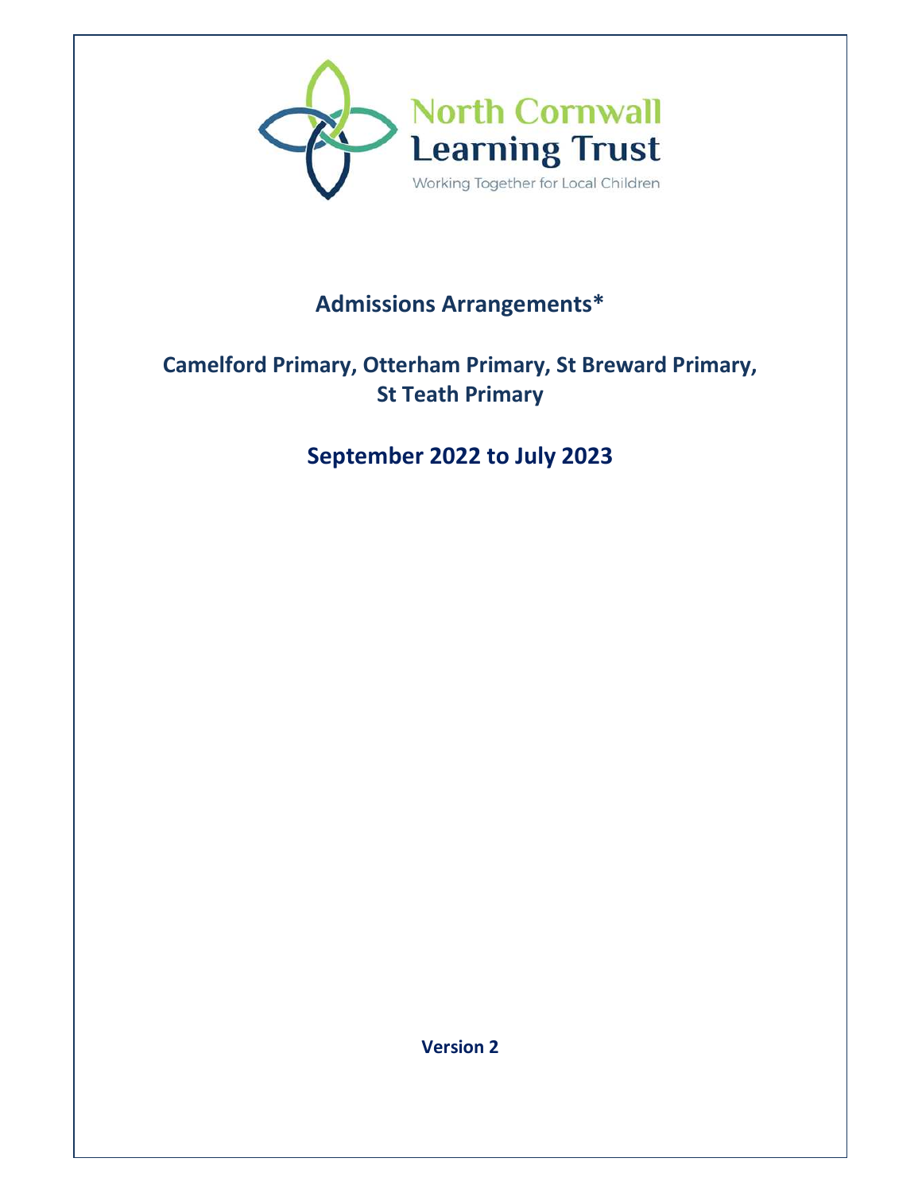North Cornwall Learning Trust

Working Together for Local Children

# Admissions Arrangements*

## Camelford Primary, Otterham Primary, St Breward Primary, St Teath Primary

## September 2022 to July 2023

**Version 2**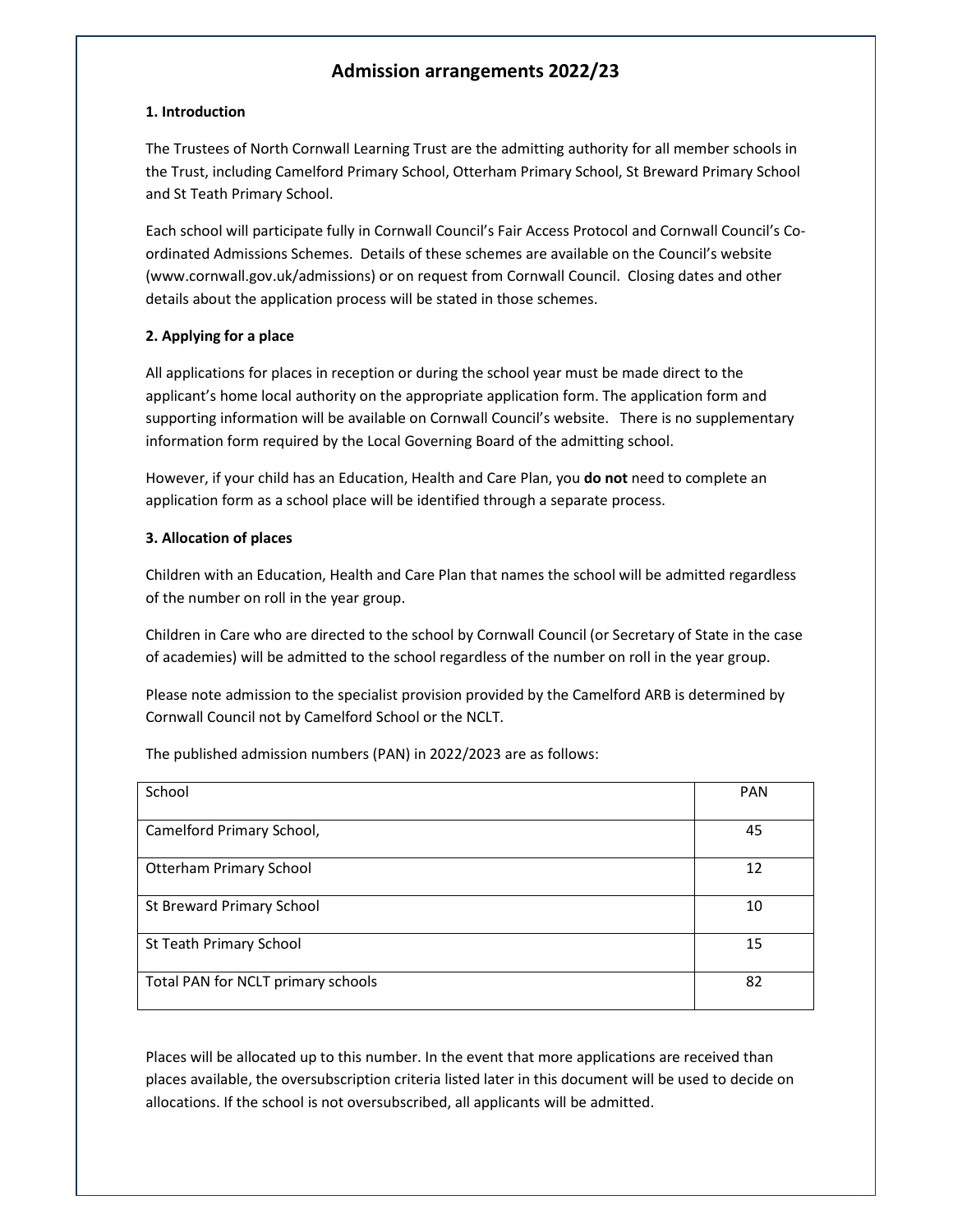# Admission arrangements 2022/23

## 1. Introduction

The Trustees of North Cornwall Learning Trust are the admitting authority for all member schools in the Trust, including Camelford Primary School, Otterham Primary School, St Breward Primary School and St Teath Primary School.

Each school will participate fully in Cornwall Council's Fair Access Protocol and Cornwall Council's Co-ordinated Admissions Schemes. Details of these schemes are available on the Council's website (www.cornwall.gov.uk/admissions) or on request from Cornwall Council. Closing dates and other details about the application process will be stated in those schemes.

## 2. Applying for a place

All applications for places in reception or during the school year must be made direct to the applicant's home local authority on the appropriate application form. The application form and supporting information will be available on Cornwall Council's website. There is no supplementary information form required by the Local Governing Board of the admitting school.

However, if your child has an Education, Health and Care Plan, you **do not** need to complete an application form as a school place will be identified through a separate process.

## 3. Allocation of places

Children with an Education, Health and Care Plan that names the school will be admitted regardless of the number on roll in the year group.

Children in Care who are directed to the school by Cornwall Council (or Secretary of State in the case of academies) will be admitted to the school regardless of the number on roll in the year group.

Please note admission to the specialist provision provided by the Camelford ARB is determined by Cornwall Council not by Camelford School or the NCLT.

The published admission numbers (PAN) in 2022/2023 are as follows:

| School | PAN |
|---|---|
| Camelford Primary School, | 45 |
| Otterham Primary School | 12 |
| St Breward Primary School | 10 |
| St Teath Primary School | 15 |
| Total PAN for NCLT primary schools | 82 |

Places will be allocated up to this number. In the event that more applications are received than places available, the oversubscription criteria listed later in this document will be used to decide on allocations. If the school is not oversubscribed, all applicants will be admitted.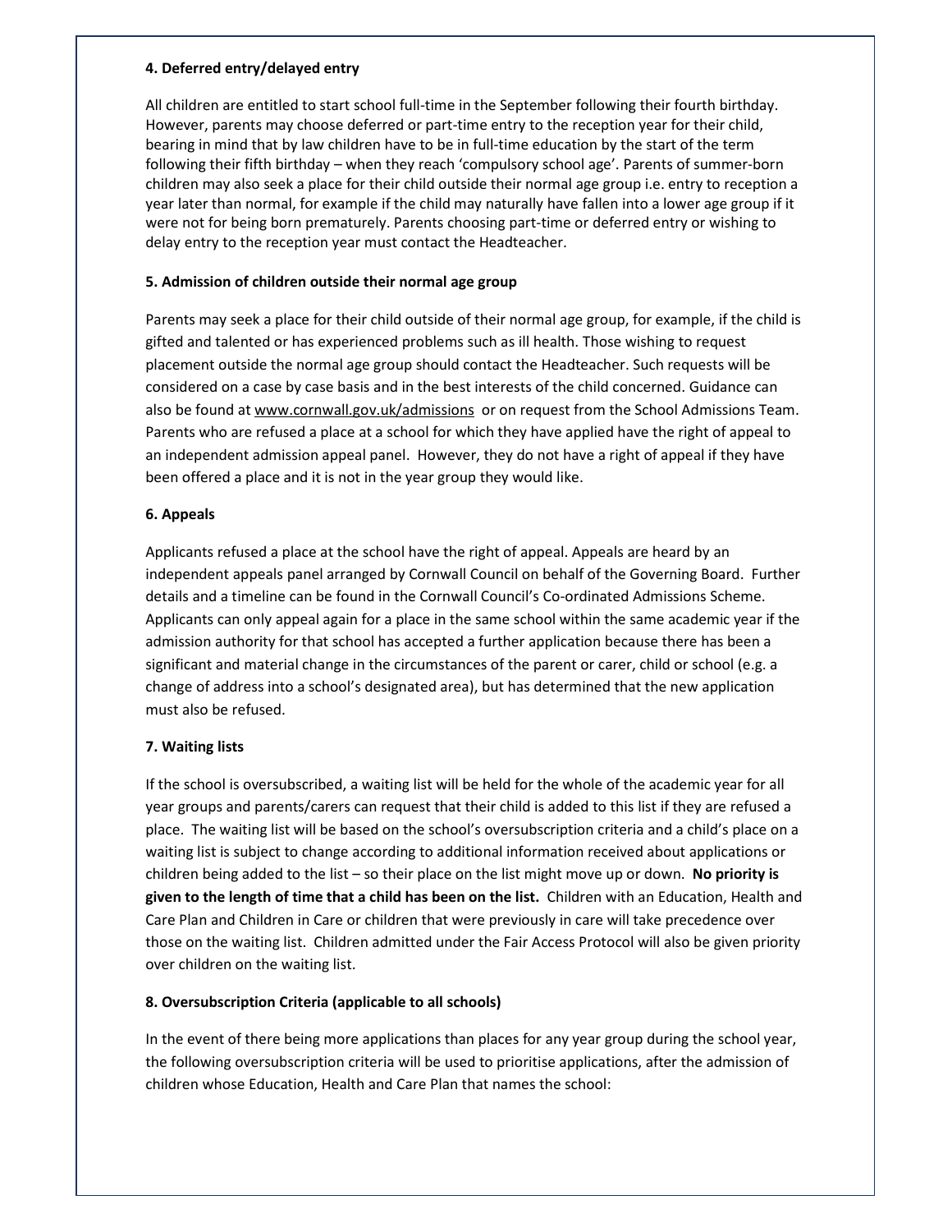#### 4. Deferred entry/delayed entry

All children are entitled to start school full-time in the September following their fourth birthday. However, parents may choose deferred or part-time entry to the reception year for their child, bearing in mind that by law children have to be in full-time education by the start of the term following their fifth birthday – when they reach 'compulsory school age'. Parents of summer-born children may also seek a place for their child outside their normal age group i.e. entry to reception a year later than normal, for example if the child may naturally have fallen into a lower age group if it were not for being born prematurely. Parents choosing part-time or deferred entry or wishing to delay entry to the reception year must contact the Headteacher.

#### 5. Admission of children outside their normal age group

Parents may seek a place for their child outside of their normal age group, for example, if the child is gifted and talented or has experienced problems such as ill health. Those wishing to request placement outside the normal age group should contact the Headteacher. Such requests will be considered on a case by case basis and in the best interests of the child concerned. Guidance can also be found at www.cornwall.gov.uk/admissions or on request from the School Admissions Team. Parents who are refused a place at a school for which they have applied have the right of appeal to an independent admission appeal panel. However, they do not have a right of appeal if they have been offered a place and it is not in the year group they would like.

#### 6. Appeals

Applicants refused a place at the school have the right of appeal. Appeals are heard by an independent appeals panel arranged by Cornwall Council on behalf of the Governing Board. Further details and a timeline can be found in the Cornwall Council's Co-ordinated Admissions Scheme. Applicants can only appeal again for a place in the same school within the same academic year if the admission authority for that school has accepted a further application because there has been a significant and material change in the circumstances of the parent or carer, child or school (e.g. a change of address into a school's designated area), but has determined that the new application must also be refused.

#### 7. Waiting lists

If the school is oversubscribed, a waiting list will be held for the whole of the academic year for all year groups and parents/carers can request that their child is added to this list if they are refused a place. The waiting list will be based on the school's oversubscription criteria and a child's place on a waiting list is subject to change according to additional information received about applications or children being added to the list – so their place on the list might move up or down. **No priority is given to the length of time that a child has been on the list.** Children with an Education, Health and Care Plan and Children in Care or children that were previously in care will take precedence over those on the waiting list. Children admitted under the Fair Access Protocol will also be given priority over children on the waiting list.

#### 8. Oversubscription Criteria (applicable to all schools)

In the event of there being more applications than places for any year group during the school year, the following oversubscription criteria will be used to prioritise applications, after the admission of children whose Education, Health and Care Plan that names the school: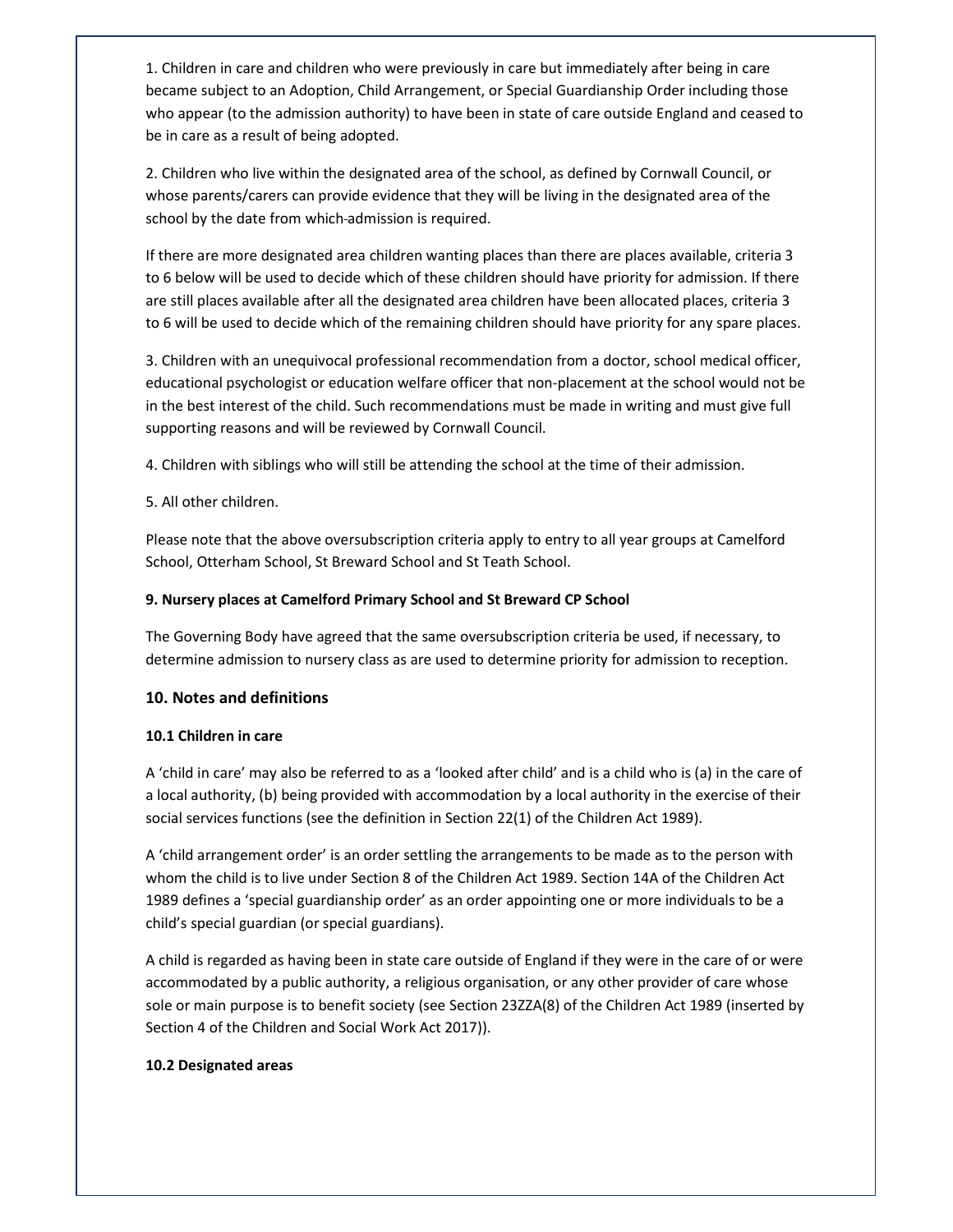1. Children in care and children who were previously in care but immediately after being in care became subject to an Adoption, Child Arrangement, or Special Guardianship Order including those who appear (to the admission authority) to have been in state of care outside England and ceased to be in care as a result of being adopted.

2. Children who live within the designated area of the school, as defined by Cornwall Council, or whose parents/carers can provide evidence that they will be living in the designated area of the school by the date from which admission is required.

If there are more designated area children wanting places than there are places available, criteria 3 to 6 below will be used to decide which of these children should have priority for admission. If there are still places available after all the designated area children have been allocated places, criteria 3 to 6 will be used to decide which of the remaining children should have priority for any spare places.

3. Children with an unequivocal professional recommendation from a doctor, school medical officer, educational psychologist or education welfare officer that non-placement at the school would not be in the best interest of the child. Such recommendations must be made in writing and must give full supporting reasons and will be reviewed by Cornwall Council.

4. Children with siblings who will still be attending the school at the time of their admission.

5. All other children.

Please note that the above oversubscription criteria apply to entry to all year groups at Camelford School, Otterham School, St Breward School and St Teath School.

**9. Nursery places at Camelford Primary School and St Breward CP School**

The Governing Body have agreed that the same oversubscription criteria be used, if necessary, to determine admission to nursery class as are used to determine priority for admission to reception.

## 10. Notes and definitions

**10.1 Children in care**

A 'child in care' may also be referred to as a 'looked after child' and is a child who is (a) in the care of a local authority, (b) being provided with accommodation by a local authority in the exercise of their social services functions (see the definition in Section 22(1) of the Children Act 1989).

A 'child arrangement order' is an order settling the arrangements to be made as to the person with whom the child is to live under Section 8 of the Children Act 1989. Section 14A of the Children Act 1989 defines a 'special guardianship order' as an order appointing one or more individuals to be a child's special guardian (or special guardians).

A child is regarded as having been in state care outside of England if they were in the care of or were accommodated by a public authority, a religious organisation, or any other provider of care whose sole or main purpose is to benefit society (see Section 23ZZA(8) of the Children Act 1989 (inserted by Section 4 of the Children and Social Work Act 2017)).

**10.2 Designated areas**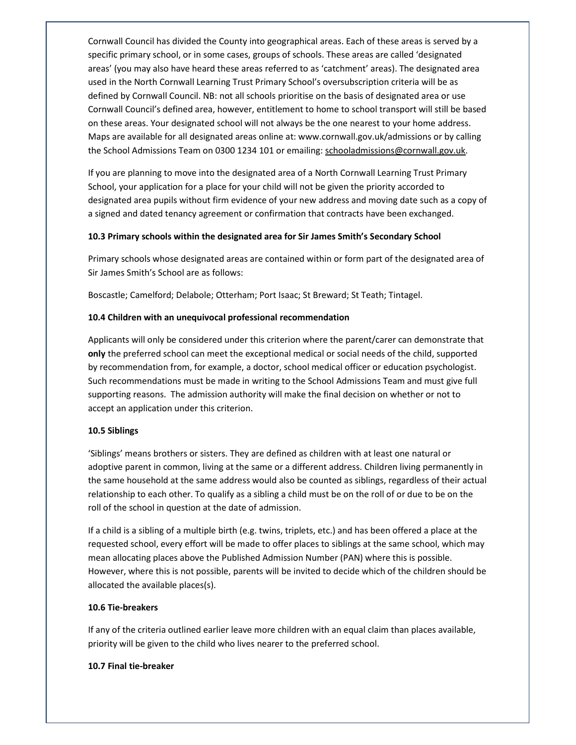Cornwall Council has divided the County into geographical areas. Each of these areas is served by a specific primary school, or in some cases, groups of schools. These areas are called 'designated areas' (you may also have heard these areas referred to as 'catchment' areas). The designated area used in the North Cornwall Learning Trust Primary School's oversubscription criteria will be as defined by Cornwall Council. NB: not all schools prioritise on the basis of designated area or use Cornwall Council's defined area, however, entitlement to home to school transport will still be based on these areas. Your designated school will not always be the one nearest to your home address. Maps are available for all designated areas online at: www.cornwall.gov.uk/admissions or by calling the School Admissions Team on 0300 1234 101 or emailing: schooladmissions@cornwall.gov.uk.

If you are planning to move into the designated area of a North Cornwall Learning Trust Primary School, your application for a place for your child will not be given the priority accorded to designated area pupils without firm evidence of your new address and moving date such as a copy of a signed and dated tenancy agreement or confirmation that contracts have been exchanged.

**10.3 Primary schools within the designated area for Sir James Smith's Secondary School**

Primary schools whose designated areas are contained within or form part of the designated area of Sir James Smith's School are as follows:

Boscastle; Camelford; Delabole; Otterham; Port Isaac; St Breward; St Teath; Tintagel.

**10.4 Children with an unequivocal professional recommendation**

Applicants will only be considered under this criterion where the parent/carer can demonstrate that **only** the preferred school can meet the exceptional medical or social needs of the child, supported by recommendation from, for example, a doctor, school medical officer or education psychologist. Such recommendations must be made in writing to the School Admissions Team and must give full supporting reasons. The admission authority will make the final decision on whether or not to accept an application under this criterion.

**10.5 Siblings**

'Siblings' means brothers or sisters. They are defined as children with at least one natural or adoptive parent in common, living at the same or a different address. Children living permanently in the same household at the same address would also be counted as siblings, regardless of their actual relationship to each other. To qualify as a sibling a child must be on the roll of or due to be on the roll of the school in question at the date of admission.

If a child is a sibling of a multiple birth (e.g. twins, triplets, etc.) and has been offered a place at the requested school, every effort will be made to offer places to siblings at the same school, which may mean allocating places above the Published Admission Number (PAN) where this is possible. However, where this is not possible, parents will be invited to decide which of the children should be allocated the available places(s).

**10.6 Tie-breakers**

If any of the criteria outlined earlier leave more children with an equal claim than places available, priority will be given to the child who lives nearer to the preferred school.

**10.7 Final tie-breaker**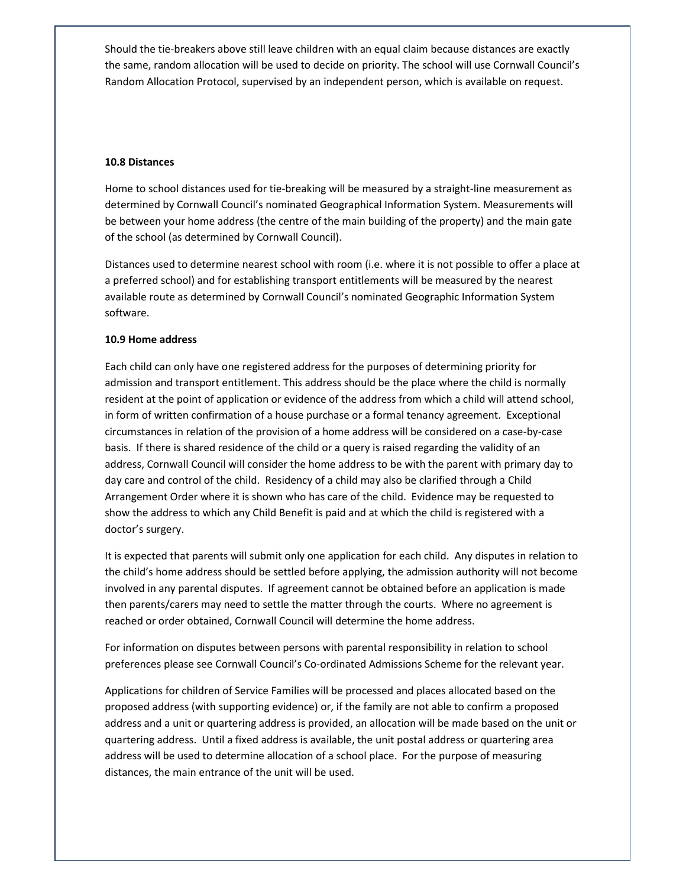Should the tie-breakers above still leave children with an equal claim because distances are exactly the same, random allocation will be used to decide on priority. The school will use Cornwall Council's Random Allocation Protocol, supervised by an independent person, which is available on request.

**10.8 Distances**

Home to school distances used for tie-breaking will be measured by a straight-line measurement as determined by Cornwall Council's nominated Geographical Information System. Measurements will be between your home address (the centre of the main building of the property) and the main gate of the school (as determined by Cornwall Council).

Distances used to determine nearest school with room (i.e. where it is not possible to offer a place at a preferred school) and for establishing transport entitlements will be measured by the nearest available route as determined by Cornwall Council's nominated Geographic Information System software.

**10.9 Home address**

Each child can only have one registered address for the purposes of determining priority for admission and transport entitlement. This address should be the place where the child is normally resident at the point of application or evidence of the address from which a child will attend school, in form of written confirmation of a house purchase or a formal tenancy agreement. Exceptional circumstances in relation of the provision of a home address will be considered on a case-by-case basis. If there is shared residence of the child or a query is raised regarding the validity of an address, Cornwall Council will consider the home address to be with the parent with primary day to day care and control of the child. Residency of a child may also be clarified through a Child Arrangement Order where it is shown who has care of the child. Evidence may be requested to show the address to which any Child Benefit is paid and at which the child is registered with a doctor's surgery.

It is expected that parents will submit only one application for each child. Any disputes in relation to the child's home address should be settled before applying, the admission authority will not become involved in any parental disputes. If agreement cannot be obtained before an application is made then parents/carers may need to settle the matter through the courts. Where no agreement is reached or order obtained, Cornwall Council will determine the home address.

For information on disputes between persons with parental responsibility in relation to school preferences please see Cornwall Council's Co-ordinated Admissions Scheme for the relevant year.

Applications for children of Service Families will be processed and places allocated based on the proposed address (with supporting evidence) or, if the family are not able to confirm a proposed address and a unit or quartering address is provided, an allocation will be made based on the unit or quartering address. Until a fixed address is available, the unit postal address or quartering area address will be used to determine allocation of a school place. For the purpose of measuring distances, the main entrance of the unit will be used.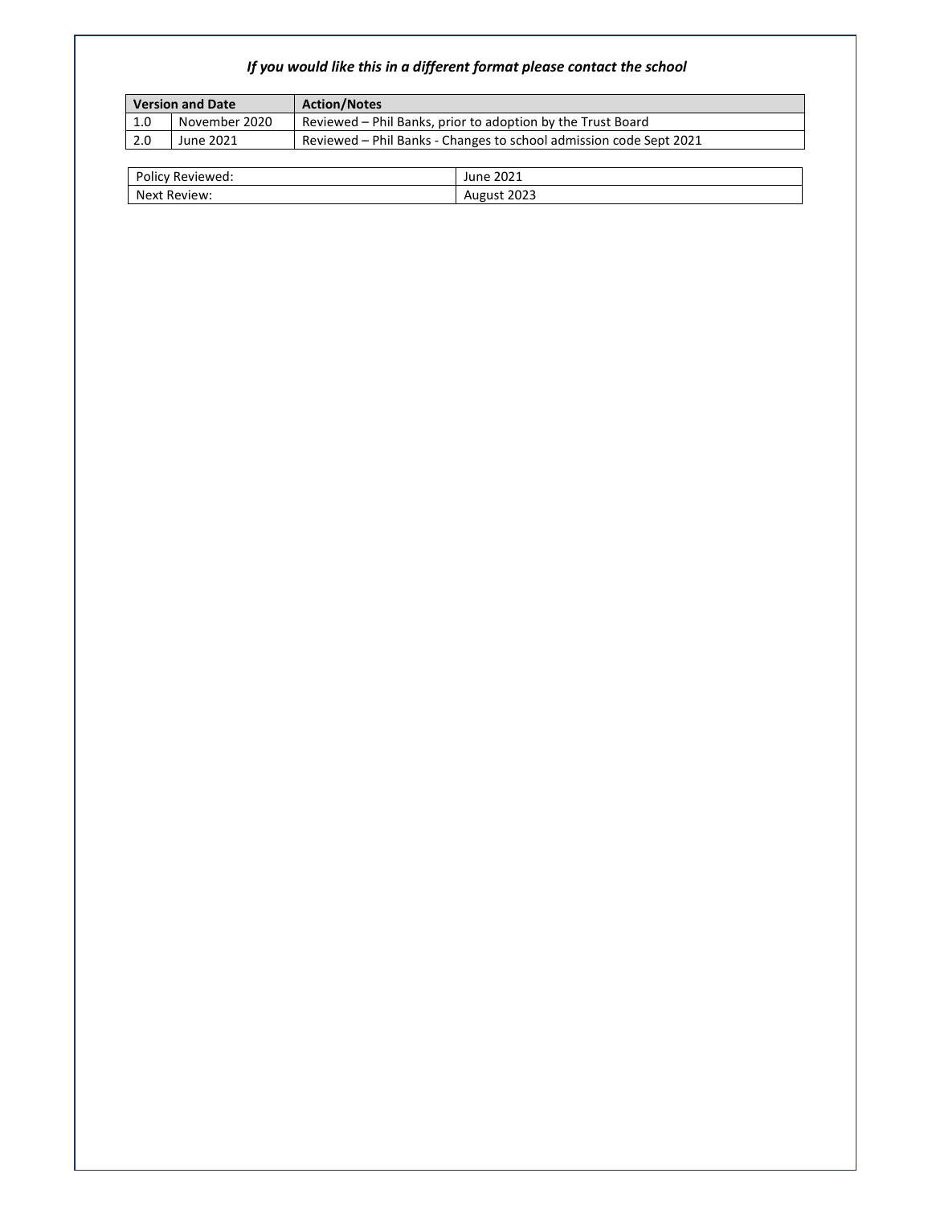***If you would like this in a different format please contact the school***

| Version and Date | | Action/Notes |
|---|---|---|
| 1.0 | November 2020 | Reviewed – Phil Banks, prior to adoption by the Trust Board |
| 2.0 | June 2021 | Reviewed – Phil Banks - Changes to school admission code Sept 2021 |

| | |
|---|---|
| Policy Reviewed: | June 2021 |
| Next Review: | August 2023 |